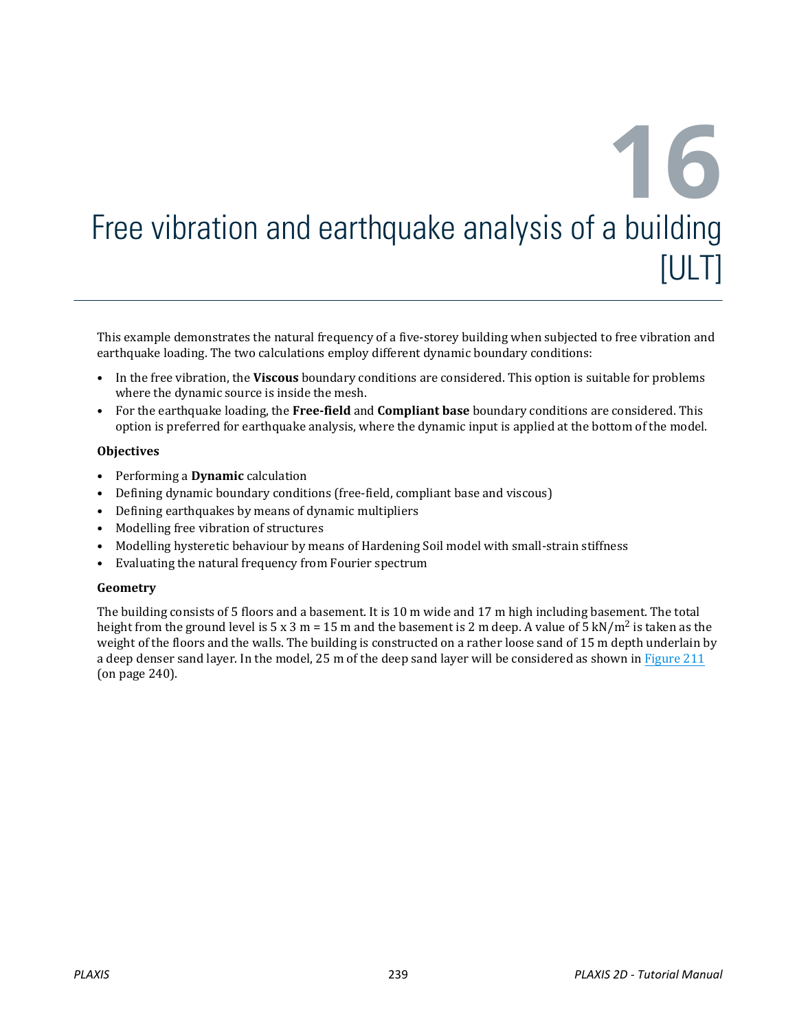# 16 Free vibration and earthquake analysis of a building [ULT]

This example demonstrates the natural frequency of a five-storey building when subjected to free vibration and earthquake loading. The two calculations employ different dynamic boundary conditions:

- In the free vibration, the **Viscous** boundary conditions are considered. This option is suitable for problems where the dynamic source is inside the mesh.
- For the earthquake loading, the **Free-field** and **Compliant base** boundary conditions are considered. This option is preferred for earthquake analysis, where the dynamic input is applied at the bottom of the model.

**Objectives**

- Performing a **Dynamic** calculation
- Defining dynamic boundary conditions (free-field, compliant base and viscous)
- Defining earthquakes by means of dynamic multipliers
- Modelling free vibration of structures
- Modelling hysteretic behaviour by means of Hardening Soil model with small-strain stiffness
- Evaluating the natural frequency from Fourier spectrum

**Geometry**

The building consists of 5 floors and a basement. It is 10 m wide and 17 m high including basement. The total height from the ground level is 5 x 3 m = 15 m and the basement is 2 m deep. A value of 5 kN/m$^2$ is taken as the weight of the floors and the walls. The building is constructed on a rather loose sand of 15 m depth underlain by a deep denser sand layer. In the model, 25 m of the deep sand layer will be considered as shown in Figure 211 (on page 240).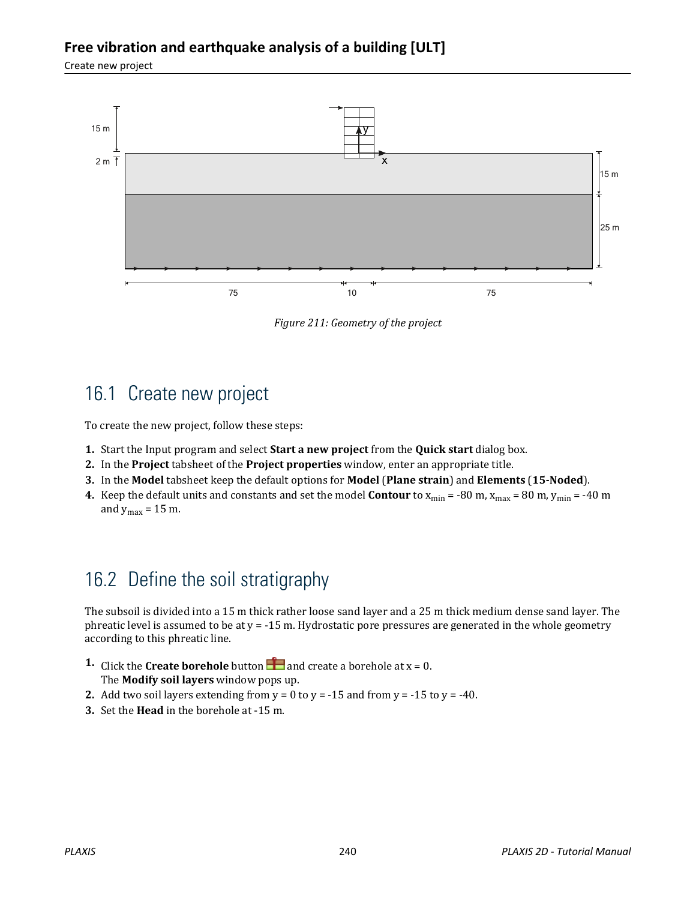Figure 211: Geometry of the project

## 16.1 Create new project

To create the new project, follow these steps:

1. Start the Input program and select **Start a new project** from the **Quick start** dialog box.
2. In the **Project** tabsheet of the **Project properties** window, enter an appropriate title.
3. In the **Model** tabsheet keep the default options for **Model** (**Plane strain**) and **Elements** (**15-Noded**).
4. Keep the default units and constants and set the model **Contour** to $x_{min}$ = -80 m, $x_{max}$ = 80 m, $y_{min}$ = -40 m and $y_{max}$ = 15 m.

## 16.2 Define the soil stratigraphy

The subsoil is divided into a 15 m thick rather loose sand layer and a 25 m thick medium dense sand layer. The phreatic level is assumed to be at y = -15 m. Hydrostatic pore pressures are generated in the whole geometry according to this phreatic line.

1. Click the **Create borehole** button and create a borehole at x = 0.
   The **Modify soil layers** window pops up.
2. Add two soil layers extending from y = 0 to y = -15 and from y = -15 to y = -40.
3. Set the **Head** in the borehole at -15 m.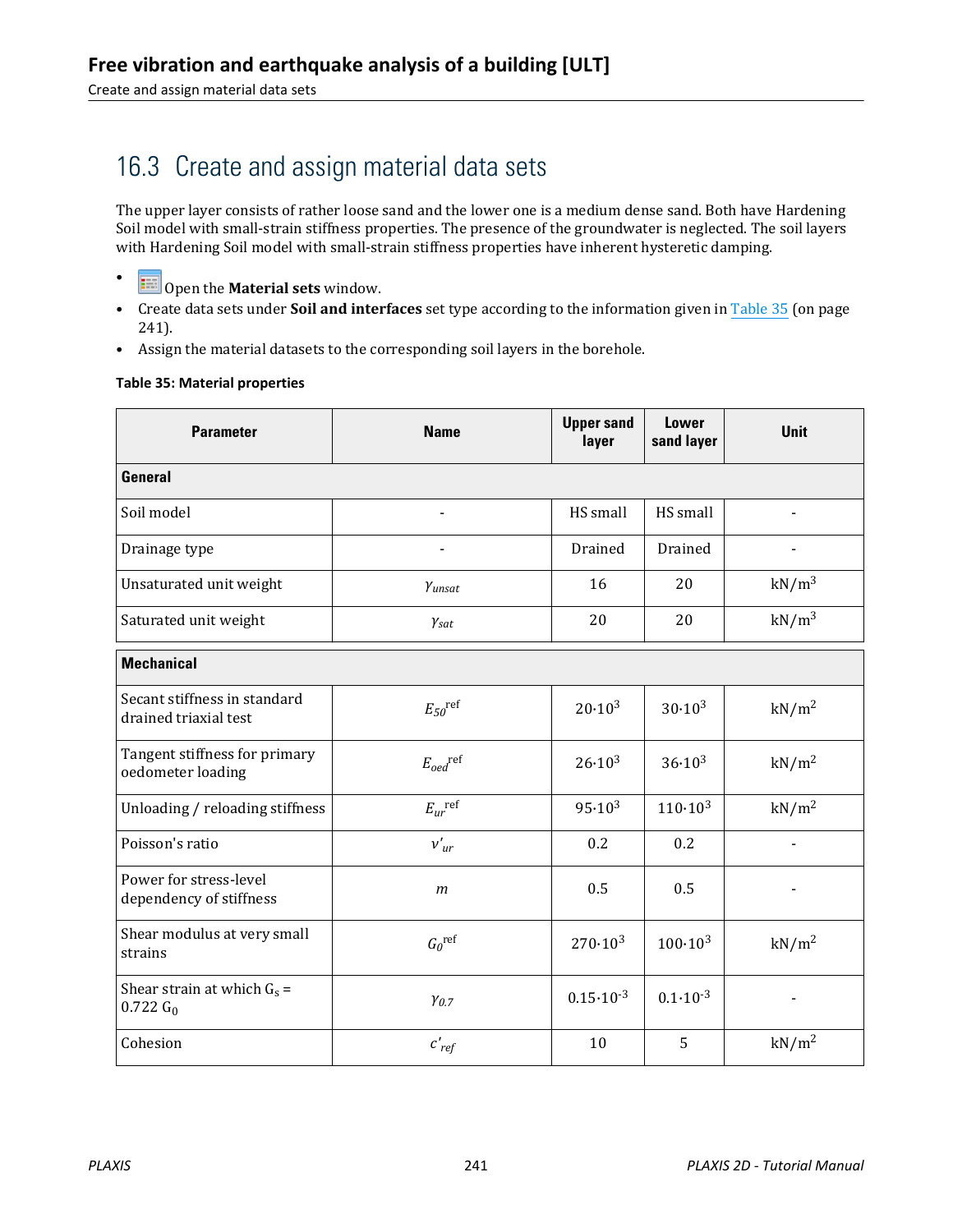## 16.3 Create and assign material data sets

The upper layer consists of rather loose sand and the lower one is a medium dense sand. Both have Hardening Soil model with small-strain stiffness properties. The presence of the groundwater is neglected. The soil layers with Hardening Soil model with small-strain stiffness properties have inherent hysteretic damping.

- Open the **Material sets** window.
- Create data sets under **Soil and interfaces** set type according to the information given in Table 35 (on page 241).
- Assign the material datasets to the corresponding soil layers in the borehole.

**Table 35: Material properties**

| Parameter | Name | Upper sand layer | Lower sand layer | Unit |
|---|---|---|---|---|
| **General** | | | | |
| Soil model | - | HS small | HS small | - |
| Drainage type | - | Drained | Drained | - |
| Unsaturated unit weight | $\gamma_{unsat}$ | 16 | 20 | $kN/m^3$ |
| Saturated unit weight | $\gamma_{sat}$ | 20 | 20 | $kN/m^3$ |
| **Mechanical** | | | | |
| Secant stiffness in standard drained triaxial test | $E_{50}^{ref}$ | $20 \cdot 10^3$ | $30 \cdot 10^3$ | $kN/m^2$ |
| Tangent stiffness for primary oedometer loading | $E_{oed}^{ref}$ | $26 \cdot 10^3$ | $36 \cdot 10^3$ | $kN/m^2$ |
| Unloading / reloading stiffness | $E_{ur}^{ref}$ | $95 \cdot 10^3$ | $110 \cdot 10^3$ | $kN/m^2$ |
| Poisson's ratio | $\nu'_{ur}$ | 0.2 | 0.2 | - |
| Power for stress-level dependency of stiffness | $m$ | 0.5 | 0.5 | - |
| Shear modulus at very small strains | $G_0^{ref}$ | $270 \cdot 10^3$ | $100 \cdot 10^3$ | $kN/m^2$ |
| Shear strain at which $G_s$ = 0.722 $G_0$ | $\gamma_{0.7}$ | $0.15 \cdot 10^{-3}$ | $0.1 \cdot 10^{-3}$ | - |
| Cohesion | $c'_{ref}$ | 10 | 5 | $kN/m^2$ |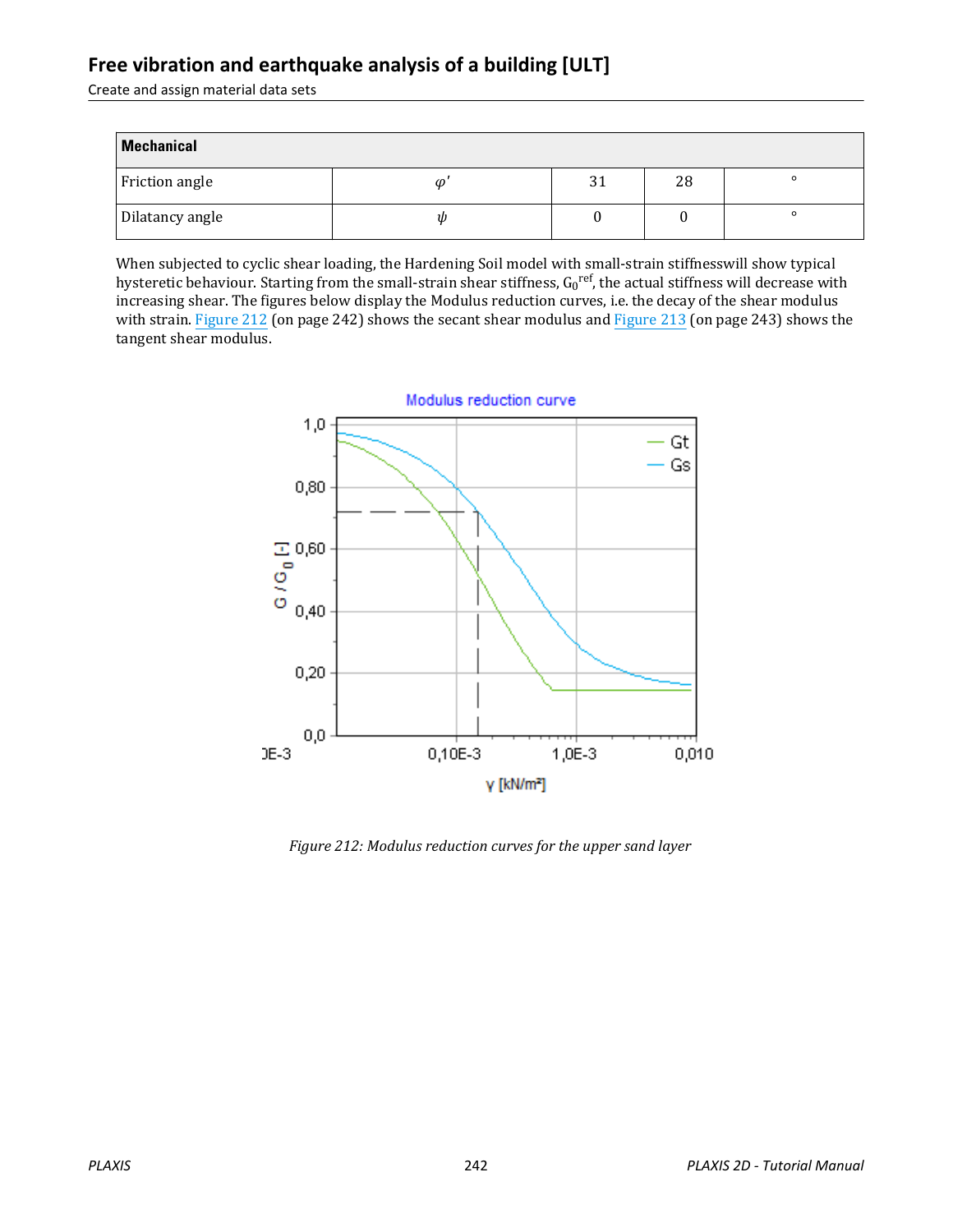| Mechanical | | | | |
|---|---|---|---|---|
| Friction angle | $\varphi'$ | 31 | 28 | ° |
| Dilatancy angle | $\psi$ | 0 | 0 | ° |

When subjected to cyclic shear loading, the Hardening Soil model with small-strain stiffnesswill show typical hysteretic behaviour. Starting from the small-strain shear stiffness, $G_0^{ref}$, the actual stiffness will decrease with increasing shear. The figures below display the Modulus reduction curves, i.e. the decay of the shear modulus with strain. Figure 212 (on page 242) shows the secant shear modulus and Figure 213 (on page 243) shows the tangent shear modulus.

*Figure 212: Modulus reduction curves for the upper sand layer*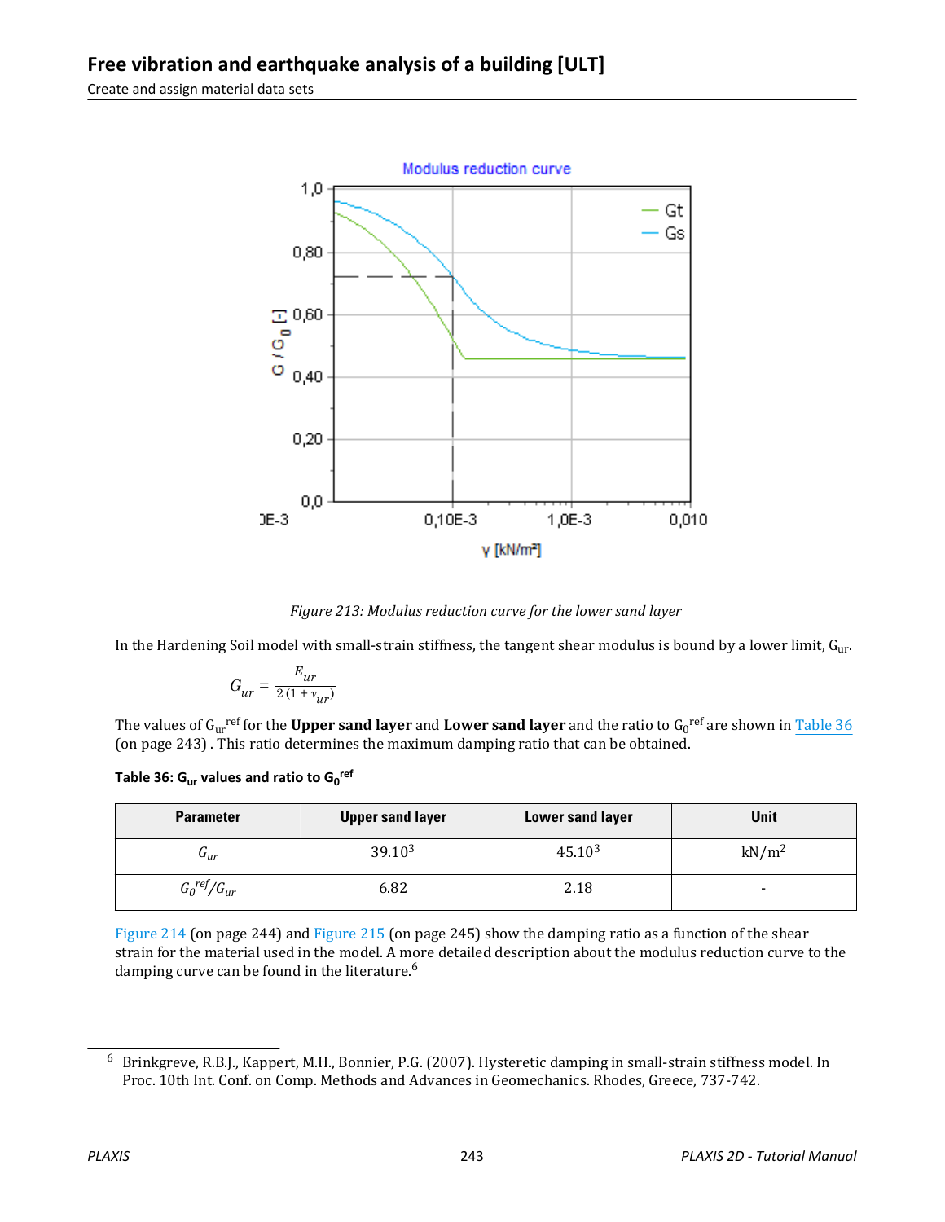Figure 213: *Modulus reduction curve for the lower sand layer*

In the Hardening Soil model with small-strain stiffness, the tangent shear modulus is bound by a lower limit, $G_{ur}$.

$$G_{ur} = \frac{E_{ur}}{2\,(1 + \nu_{ur})}$$

The values of $G_{ur}^{ref}$ for the **Upper sand layer** and **Lower sand layer** and the ratio to $G_0^{ref}$ are shown in Table 36 (on page 243) . This ratio determines the maximum damping ratio that can be obtained.

**Table 36: $G_{ur}$ values and ratio to $G_0^{ref}$**

| Parameter | Upper sand layer | Lower sand layer | Unit |
|---|---|---|---|
| $G_{ur}$ | $39.10^3$ | $45.10^3$ | $kN/m^2$ |
| $G_0^{ref}/G_{ur}$ | 6.82 | 2.18 | - |

Figure 214 (on page 244) and Figure 215 (on page 245) show the damping ratio as a function of the shear strain for the material used in the model. A more detailed description about the modulus reduction curve to the damping curve can be found in the literature.[6]

[6] Brinkgreve, R.B.J., Kappert, M.H., Bonnier, P.G. (2007). Hysteretic damping in small-strain stiffness model. In Proc. 10th Int. Conf. on Comp. Methods and Advances in Geomechanics. Rhodes, Greece, 737-742.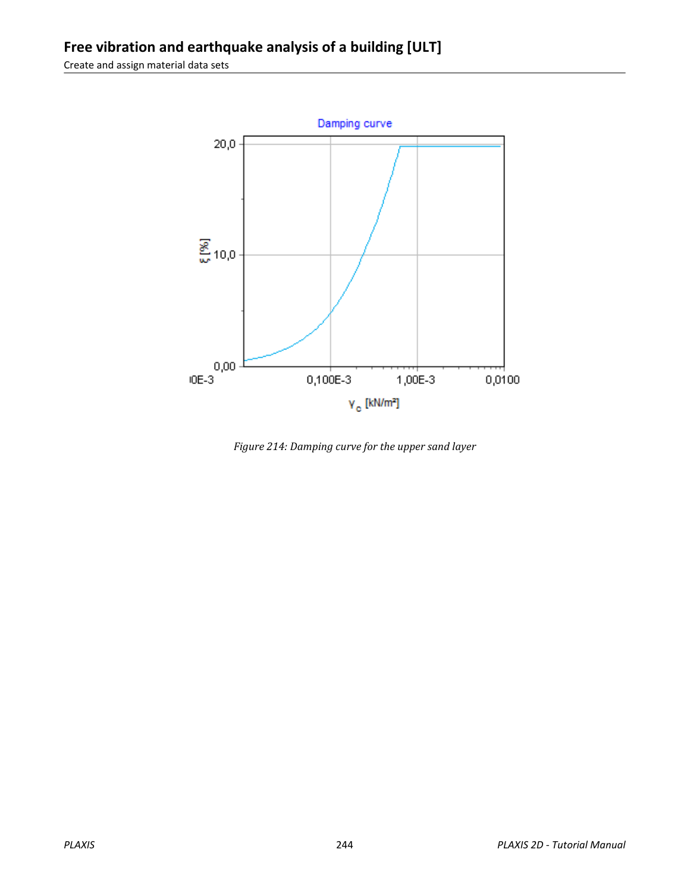Damping curve

ξ [%]

20,0

10,0

0,00

0E-3 0,100E-3 1,00E-3 0,0100

$\gamma_c$ [kN/m²]

*Figure 214: Damping curve for the upper sand layer*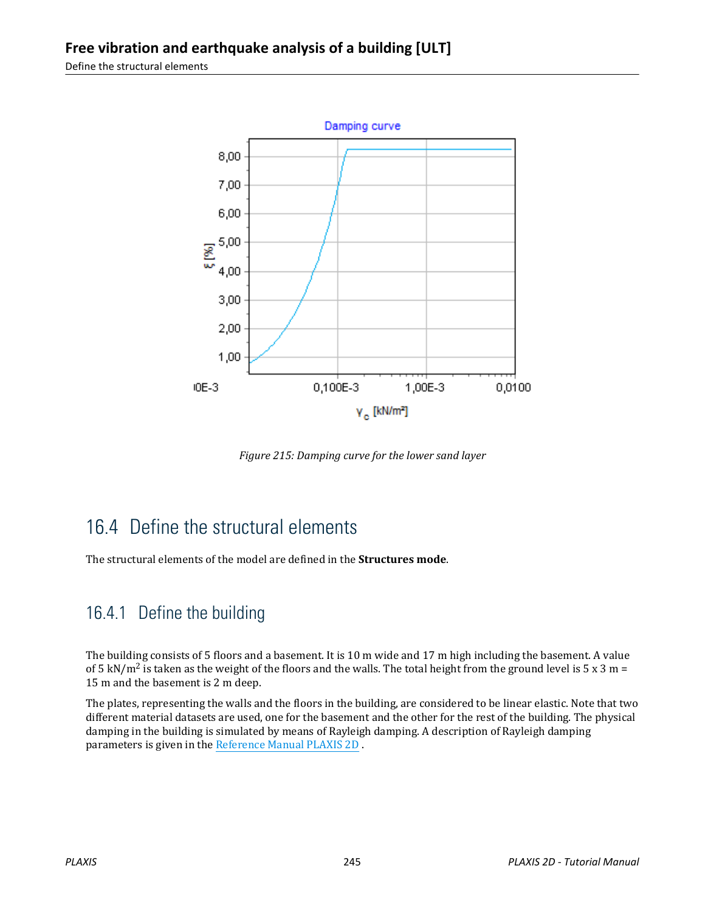Figure 215: Damping curve for the lower sand layer

## 16.4 Define the structural elements

The structural elements of the model are defined in the **Structures mode**.

### 16.4.1 Define the building

The building consists of 5 floors and a basement. It is 10 m wide and 17 m high including the basement. A value of 5 $kN/m^2$ is taken as the weight of the floors and the walls. The total height from the ground level is 5 x 3 m = 15 m and the basement is 2 m deep.

The plates, representing the walls and the floors in the building, are considered to be linear elastic. Note that two different material datasets are used, one for the basement and the other for the rest of the building. The physical damping in the building is simulated by means of Rayleigh damping. A description of Rayleigh damping parameters is given in the Reference Manual PLAXIS 2D .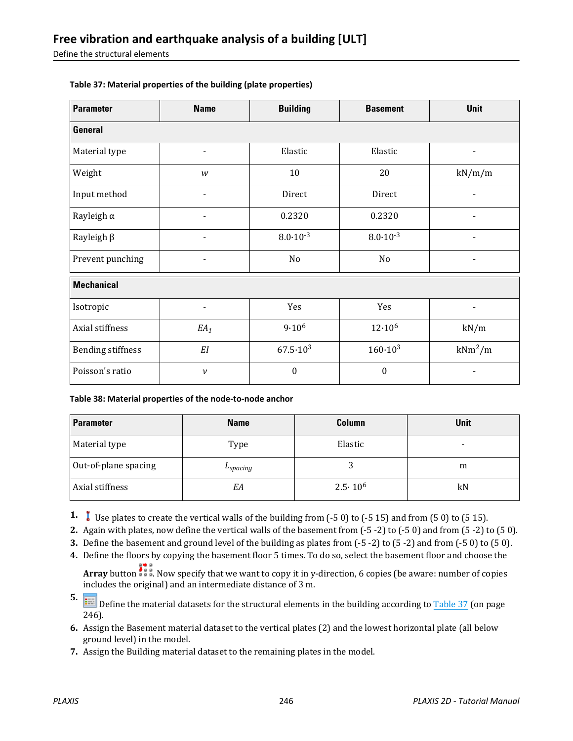**Table 37: Material properties of the building (plate properties)**

| Parameter | Name | Building | Basement | Unit |
|---|---|---|---|---|
| **General** | | | | |
| Material type | - | Elastic | Elastic | - |
| Weight | $w$ | 10 | 20 | kN/m/m |
| Input method | - | Direct | Direct | - |
| Rayleigh α | - | 0.2320 | 0.2320 | - |
| Rayleigh β | - | $8.0 \cdot 10^{-3}$ | $8.0 \cdot 10^{-3}$ | - |
| Prevent punching | - | No | No | - |
| **Mechanical** | | | | |
| Isotropic | - | Yes | Yes | - |
| Axial stiffness | $EA_1$ | $9 \cdot 10^6$ | $12 \cdot 10^6$ | kN/m |
| Bending stiffness | $EI$ | $67.5 \cdot 10^3$ | $160 \cdot 10^3$ | $kNm^2/m$ |
| Poisson's ratio | $v$ | 0 | 0 | - |

**Table 38: Material properties of the node-to-node anchor**

| Parameter | Name | Column | Unit |
|---|---|---|---|
| Material type | Type | Elastic | - |
| Out-of-plane spacing | $L_{spacing}$ | 3 | m |
| Axial stiffness | $EA$ | $2.5 \cdot 10^6$ | kN |

1. Use plates to create the vertical walls of the building from (-5 0) to (-5 15) and from (5 0) to (5 15).
2. Again with plates, now define the vertical walls of the basement from (-5 -2) to (-5 0) and from (5 -2) to (5 0).
3. Define the basement and ground level of the building as plates from (-5 -2) to (5 -2) and from (-5 0) to (5 0).
4. Define the floors by copying the basement floor 5 times. To do so, select the basement floor and choose the **Array** button. Now specify that we want to copy it in y-direction, 6 copies (be aware: number of copies includes the original) and an intermediate distance of 3 m.
5. Define the material datasets for the structural elements in the building according to Table 37 (on page 246).
6. Assign the Basement material dataset to the vertical plates (2) and the lowest horizontal plate (all below ground level) in the model.
7. Assign the Building material dataset to the remaining plates in the model.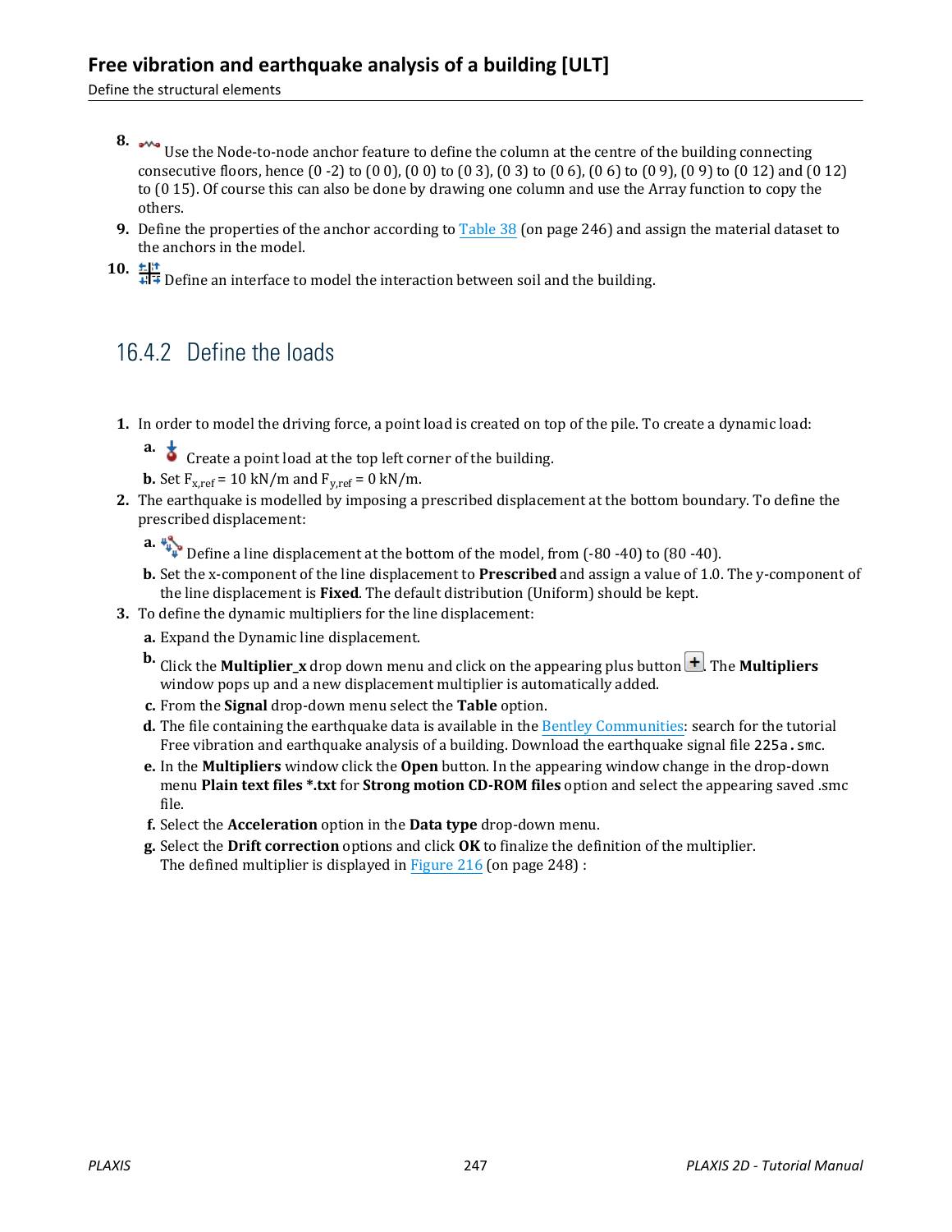8. Use the Node-to-node anchor feature to define the column at the centre of the building connecting consecutive floors, hence (0 -2) to (0 0), (0 0) to (0 3), (0 3) to (0 6), (0 6) to (0 9), (0 9) to (0 12) and (0 12) to (0 15). Of course this can also be done by drawing one column and use the Array function to copy the others.
9. Define the properties of the anchor according to Table 38 (on page 246) and assign the material dataset to the anchors in the model.
10. Define an interface to model the interaction between soil and the building.

## 16.4.2 Define the loads

1. In order to model the driving force, a point load is created on top of the pile. To create a dynamic load:
   a. Create a point load at the top left corner of the building.
   b. Set $F_{x,ref}$ = 10 kN/m and $F_{y,ref}$ = 0 kN/m.
2. The earthquake is modelled by imposing a prescribed displacement at the bottom boundary. To define the prescribed displacement:
   a. Define a line displacement at the bottom of the model, from (-80 -40) to (80 -40).
   b. Set the x-component of the line displacement to **Prescribed** and assign a value of 1.0. The y-component of the line displacement is **Fixed**. The default distribution (Uniform) should be kept.
3. To define the dynamic multipliers for the line displacement:
   a. Expand the Dynamic line displacement.
   b. Click the **Multiplier_x** drop down menu and click on the appearing plus button. The **Multipliers** window pops up and a new displacement multiplier is automatically added.
   c. From the **Signal** drop-down menu select the **Table** option.
   d. The file containing the earthquake data is available in the Bentley Communities: search for the tutorial Free vibration and earthquake analysis of a building. Download the earthquake signal file `225a.smc`.
   e. In the **Multipliers** window click the **Open** button. In the appearing window change in the drop-down menu **Plain text files *.txt** for **Strong motion CD-ROM files** option and select the appearing saved .smc file.
   f. Select the **Acceleration** option in the **Data type** drop-down menu.
   g. Select the **Drift correction** options and click **OK** to finalize the definition of the multiplier. The defined multiplier is displayed in Figure 216 (on page 248) :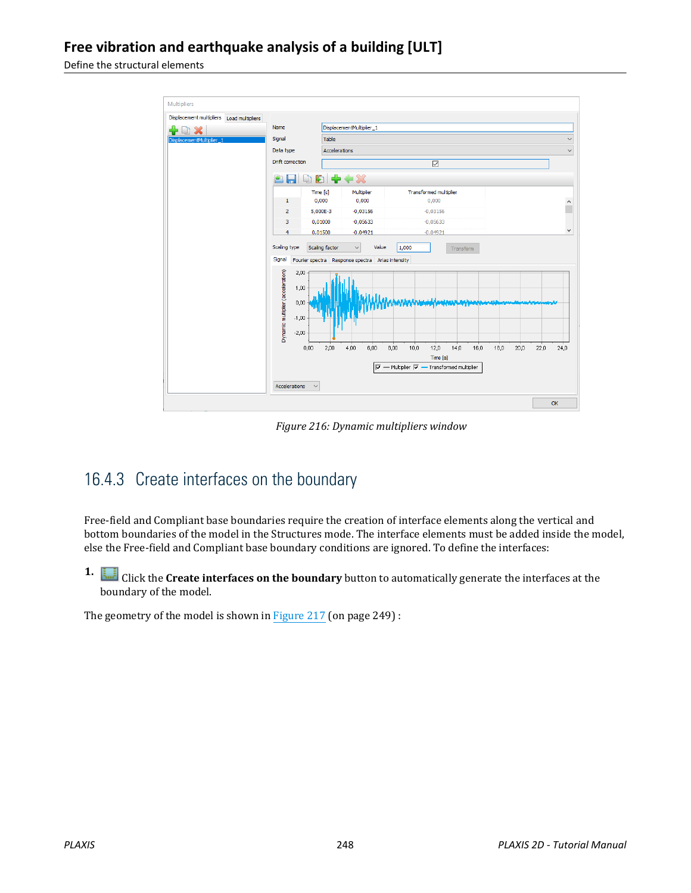*Figure 216: Dynamic multipliers window*

## 16.4.3 Create interfaces on the boundary

Free-field and Compliant base boundaries require the creation of interface elements along the vertical and bottom boundaries of the model in the Structures mode. The interface elements must be added inside the model, else the Free-field and Compliant base boundary conditions are ignored. To define the interfaces:

1. Click the **Create interfaces on the boundary** button to automatically generate the interfaces at the boundary of the model.

The geometry of the model is shown in Figure 217 (on page 249) :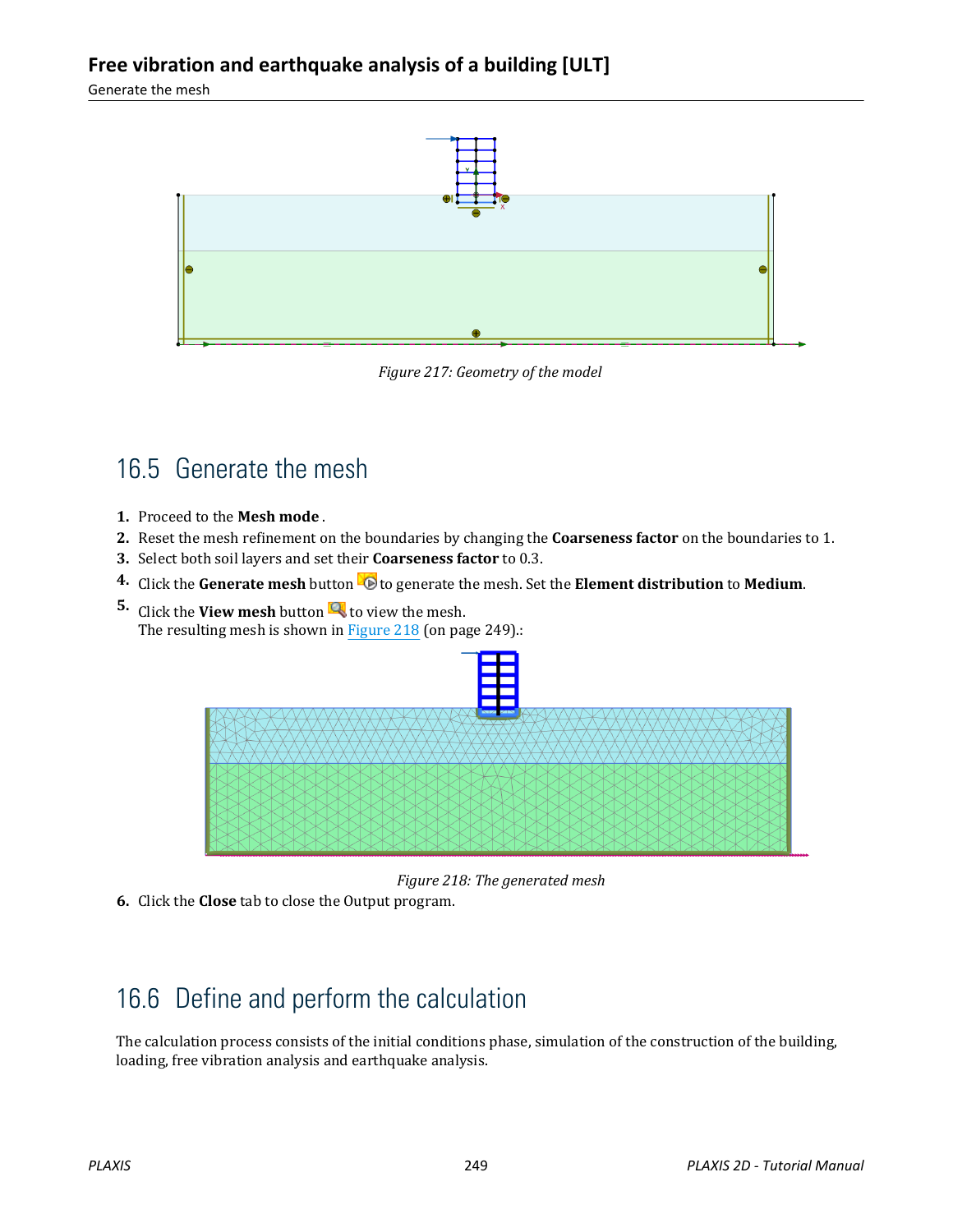*Figure 217: Geometry of the model*

## 16.5 Generate the mesh

1. Proceed to the **Mesh mode** .
2. Reset the mesh refinement on the boundaries by changing the **Coarseness factor** on the boundaries to 1.
3. Select both soil layers and set their **Coarseness factor** to 0.3.
4. Click the **Generate mesh** button to generate the mesh. Set the **Element distribution** to **Medium**.
5. Click the **View mesh** button to view the mesh.
   The resulting mesh is shown in Figure 218 (on page 249).:

*Figure 218: The generated mesh*

6. Click the **Close** tab to close the Output program.

## 16.6 Define and perform the calculation

The calculation process consists of the initial conditions phase, simulation of the construction of the building, loading, free vibration analysis and earthquake analysis.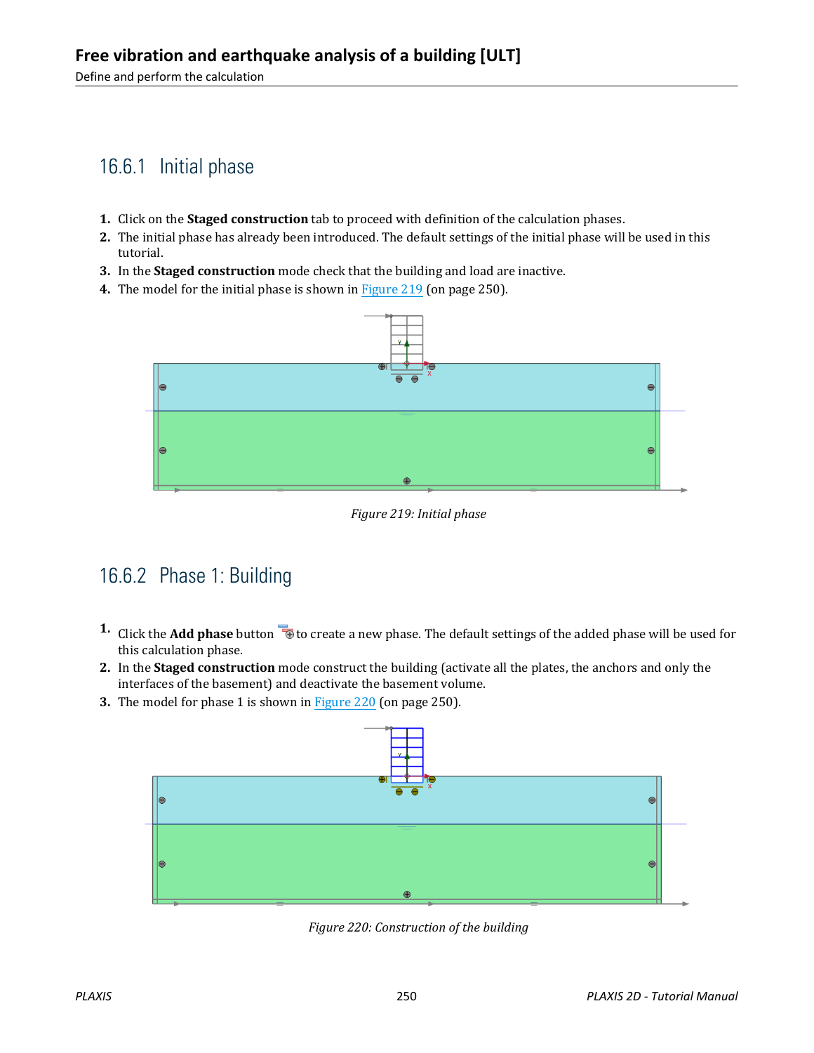## 16.6.1 Initial phase

1. Click on the **Staged construction** tab to proceed with definition of the calculation phases.
2. The initial phase has already been introduced. The default settings of the initial phase will be used in this tutorial.
3. In the **Staged construction** mode check that the building and load are inactive.
4. The model for the initial phase is shown in Figure 219 (on page 250).

*Figure 219: Initial phase*

## 16.6.2 Phase 1: Building

1. Click the **Add phase** button to create a new phase. The default settings of the added phase will be used for this calculation phase.
2. In the **Staged construction** mode construct the building (activate all the plates, the anchors and only the interfaces of the basement) and deactivate the basement volume.
3. The model for phase 1 is shown in Figure 220 (on page 250).

*Figure 220: Construction of the building*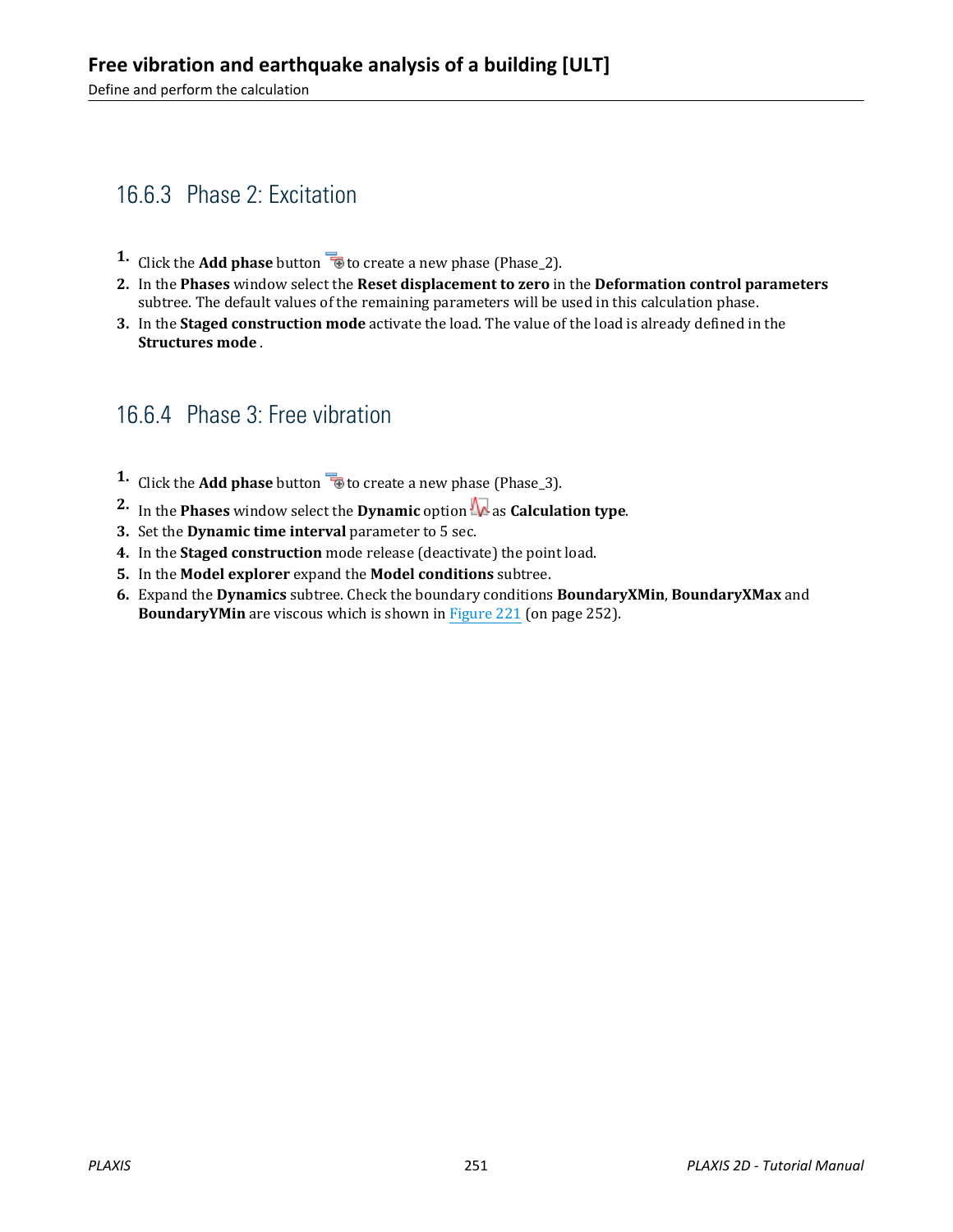### 16.6.3 Phase 2: Excitation

1. Click the **Add phase** button to create a new phase (Phase_2).
2. In the **Phases** window select the **Reset displacement to zero** in the **Deformation control parameters** subtree. The default values of the remaining parameters will be used in this calculation phase.
3. In the **Staged construction mode** activate the load. The value of the load is already defined in the **Structures mode** .

### 16.6.4 Phase 3: Free vibration

1. Click the **Add phase** button to create a new phase (Phase_3).
2. In the **Phases** window select the **Dynamic** option as **Calculation type**.
3. Set the **Dynamic time interval** parameter to 5 sec.
4. In the **Staged construction** mode release (deactivate) the point load.
5. In the **Model explorer** expand the **Model conditions** subtree.
6. Expand the **Dynamics** subtree. Check the boundary conditions **BoundaryXMin**, **BoundaryXMax** and **BoundaryYMin** are viscous which is shown in Figure 221 (on page 252).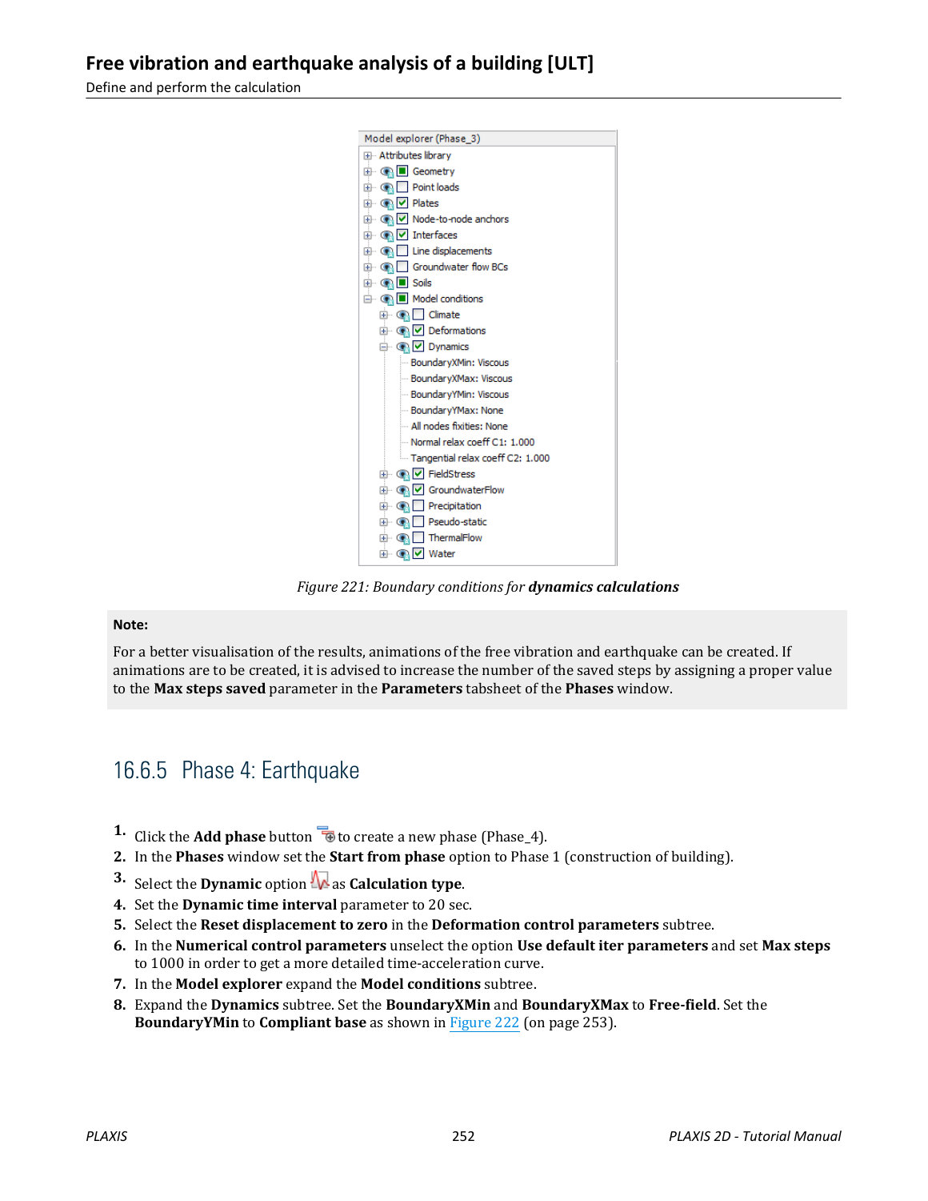Figure 221: Boundary conditions for **dynamics calculations**

**Note:**

For a better visualisation of the results, animations of the free vibration and earthquake can be created. If animations are to be created, it is advised to increase the number of the saved steps by assigning a proper value to the **Max steps saved** parameter in the **Parameters** tabsheet of the **Phases** window.

## 16.6.5 Phase 4: Earthquake

1. Click the **Add phase** button to create a new phase (Phase_4).
2. In the **Phases** window set the **Start from phase** option to Phase 1 (construction of building).
3. Select the **Dynamic** option as **Calculation type**.
4. Set the **Dynamic time interval** parameter to 20 sec.
5. Select the **Reset displacement to zero** in the **Deformation control parameters** subtree.
6. In the **Numerical control parameters** unselect the option **Use default iter parameters** and set **Max steps** to 1000 in order to get a more detailed time-acceleration curve.
7. In the **Model explorer** expand the **Model conditions** subtree.
8. Expand the **Dynamics** subtree. Set the **BoundaryXMin** and **BoundaryXMax** to **Free-field**. Set the **BoundaryYMin** to **Compliant base** as shown in Figure 222 (on page 253).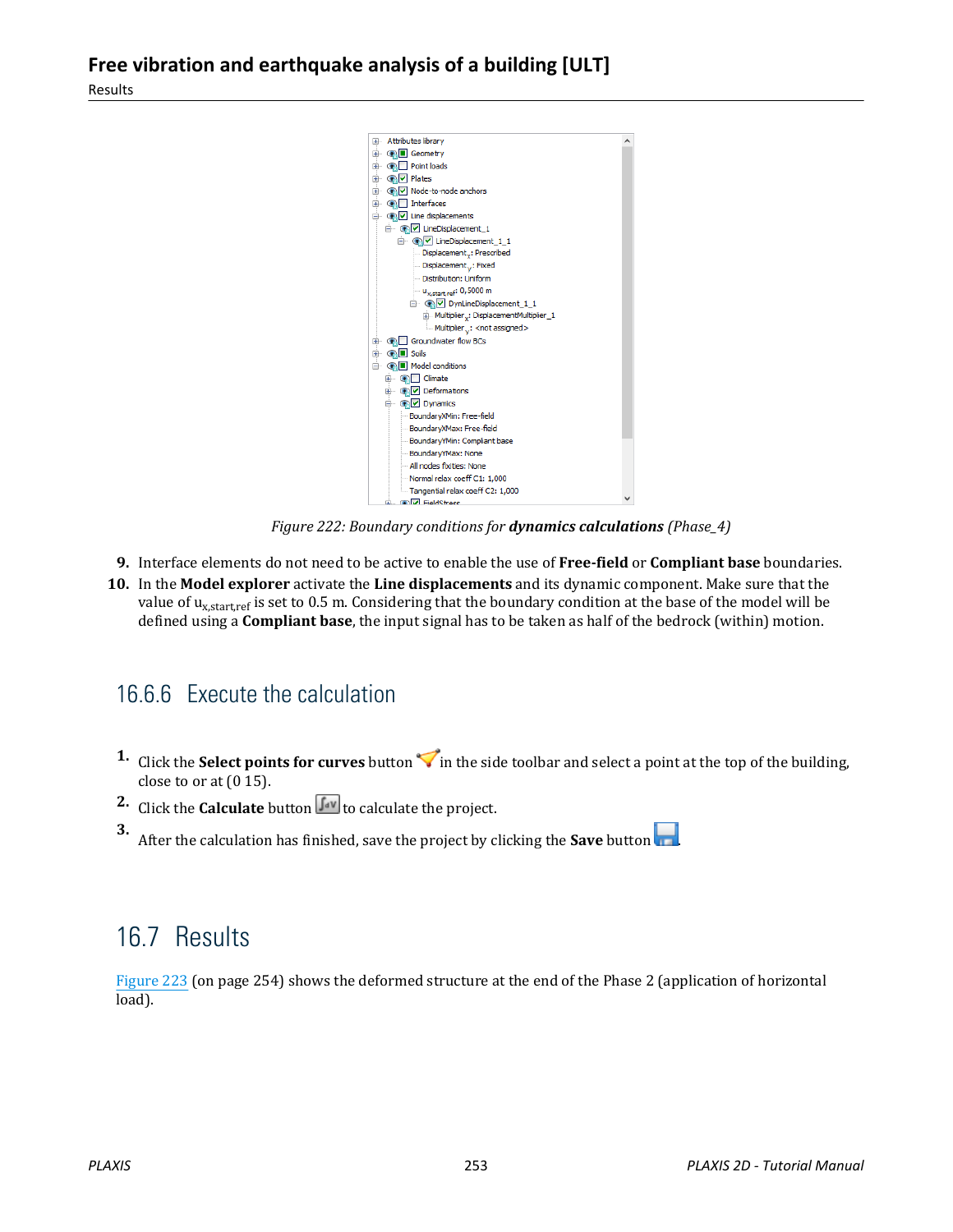Figure 222: Boundary conditions for **dynamics calculations** (Phase_4)

9. Interface elements do not need to be active to enable the use of **Free-field** or **Compliant base** boundaries.
10. In the **Model explorer** activate the **Line displacements** and its dynamic component. Make sure that the value of $u_{x,start,ref}$ is set to 0.5 m. Considering that the boundary condition at the base of the model will be defined using a **Compliant base**, the input signal has to be taken as half of the bedrock (within) motion.

## 16.6.6 Execute the calculation

1. Click the **Select points for curves** button in the side toolbar and select a point at the top of the building, close to or at (0 15).
2. Click the **Calculate** button to calculate the project.
3. After the calculation has finished, save the project by clicking the **Save** button.

# 16.7 Results

Figure 223 (on page 254) shows the deformed structure at the end of the Phase 2 (application of horizontal load).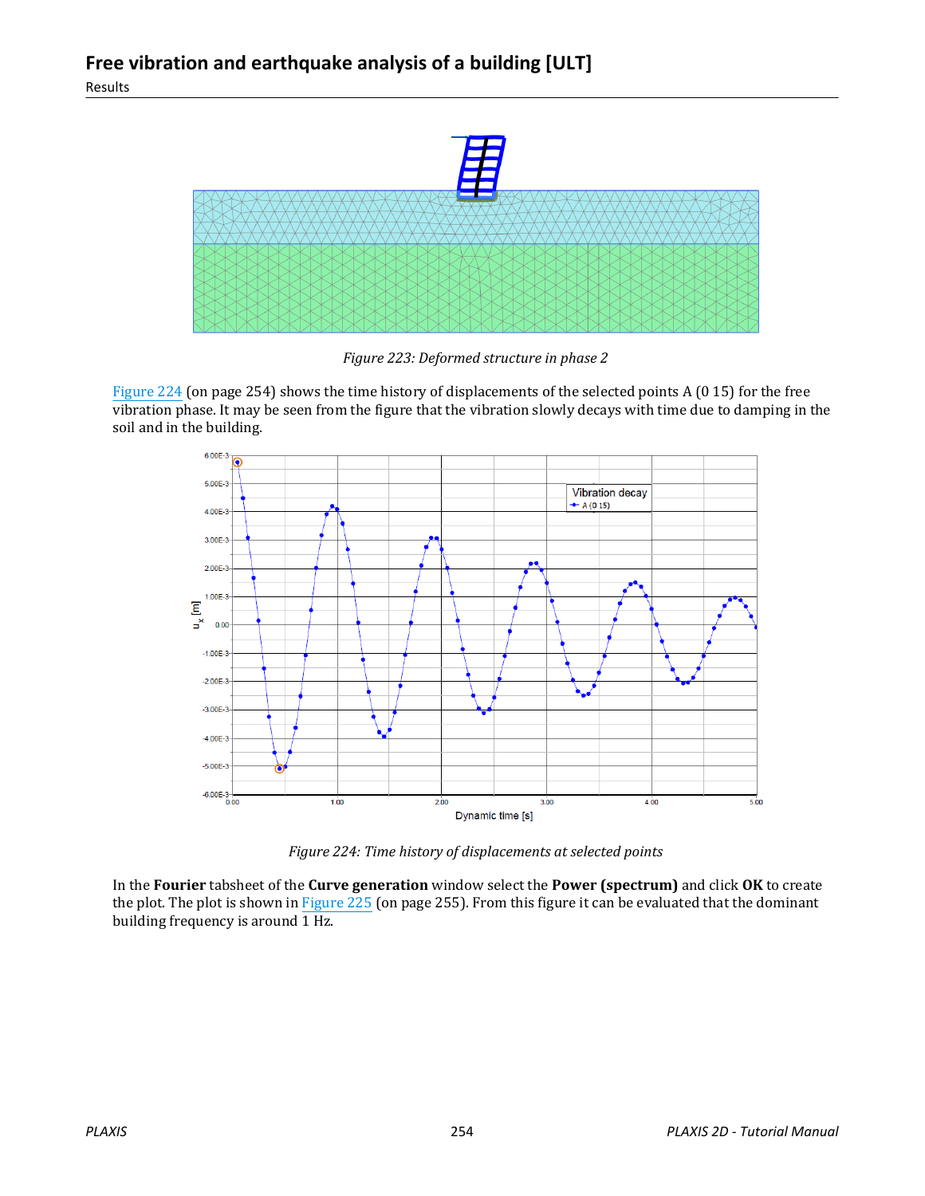Figure 223: Deformed structure in phase 2

Figure 224 (on page 254) shows the time history of displacements of the selected points A (0 15) for the free vibration phase. It may be seen from the figure that the vibration slowly decays with time due to damping in the soil and in the building.

Figure 224: Time history of displacements at selected points

In the **Fourier** tabsheet of the **Curve generation** window select the **Power (spectrum)** and click **OK** to create the plot. The plot is shown in Figure 225 (on page 255). From this figure it can be evaluated that the dominant building frequency is around 1 Hz.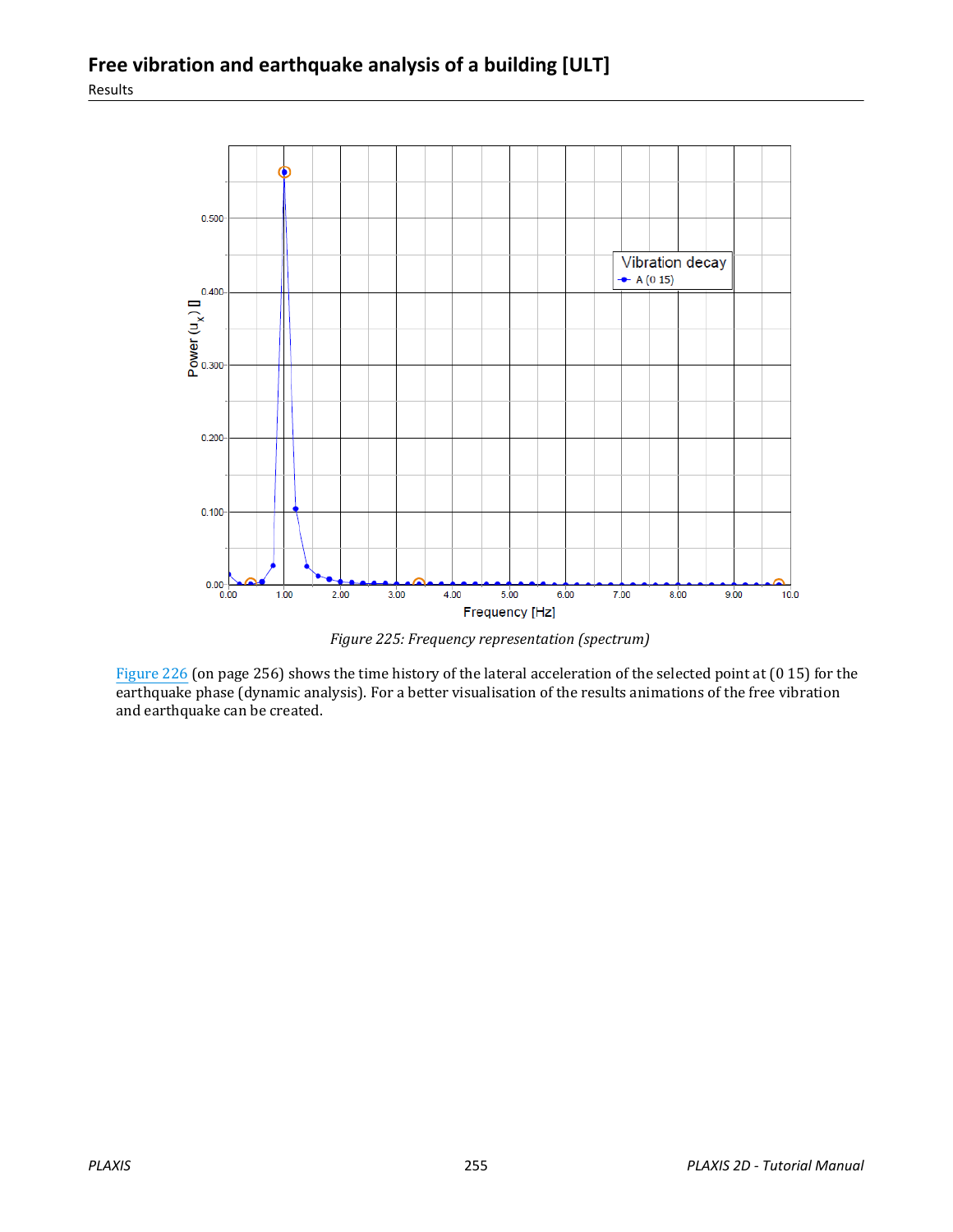Figure 225: Frequency representation (spectrum)

Figure 226 (on page 256) shows the time history of the lateral acceleration of the selected point at (0 15) for the earthquake phase (dynamic analysis). For a better visualisation of the results animations of the free vibration and earthquake can be created.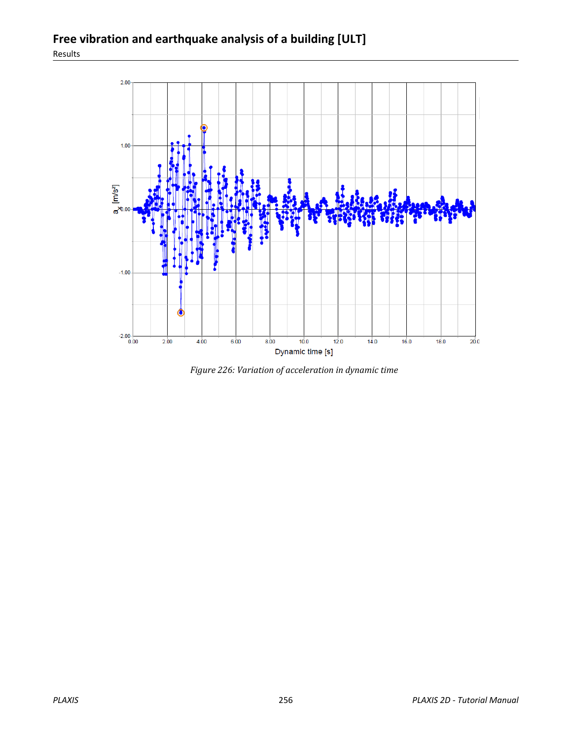2.00

1.00

0.00

-1.00

-2.00

$a_x$ [m/s²]

0.00 2.00 4.00 6.00 8.00 10.0 12.0 14.0 16.0 18.0 20.0

Dynamic time [s]

*Figure 226: Variation of acceleration in dynamic time*